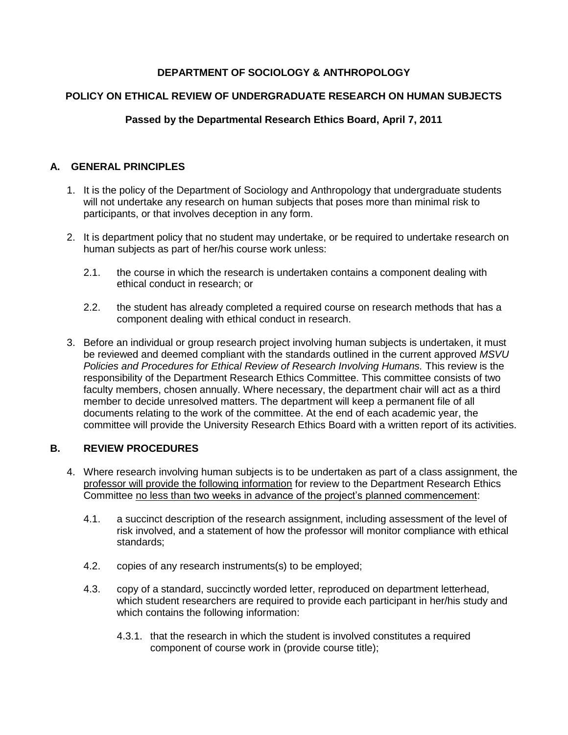**DEPARTMENT OF SOCIOLOGY & ANTHROPOLOGY**

**POLICY ON ETHICAL REVIEW OF UNDERGRADUATE RESEARCH ON HUMAN SUBJECTS**

**Passed by the Departmental Research Ethics Board, April 7, 2011**

## A. GENERAL PRINCIPLES

1. It is the policy of the Department of Sociology and Anthropology that undergraduate students will not undertake any research on human subjects that poses more than minimal risk to participants, or that involves deception in any form.

2. It is department policy that no student may undertake, or be required to undertake research on human subjects as part of her/his course work unless:

   2.1. the course in which the research is undertaken contains a component dealing with ethical conduct in research; or

   2.2. the student has already completed a required course on research methods that has a component dealing with ethical conduct in research.

3. Before an individual or group research project involving human subjects is undertaken, it must be reviewed and deemed compliant with the standards outlined in the current approved *MSVU Policies and Procedures for Ethical Review of Research Involving Humans.* This review is the responsibility of the Department Research Ethics Committee. This committee consists of two faculty members, chosen annually. Where necessary, the department chair will act as a third member to decide unresolved matters. The department will keep a permanent file of all documents relating to the work of the committee. At the end of each academic year, the committee will provide the University Research Ethics Board with a written report of its activities.

## B. REVIEW PROCEDURES

4. Where research involving human subjects is to be undertaken as part of a class assignment, the professor will provide the following information for review to the Department Research Ethics Committee no less than two weeks in advance of the project's planned commencement:

   4.1. a succinct description of the research assignment, including assessment of the level of risk involved, and a statement of how the professor will monitor compliance with ethical standards;

   4.2. copies of any research instruments(s) to be employed;

   4.3. copy of a standard, succinctly worded letter, reproduced on department letterhead, which student researchers are required to provide each participant in her/his study and which contains the following information:

      4.3.1. that the research in which the student is involved constitutes a required component of course work in (provide course title);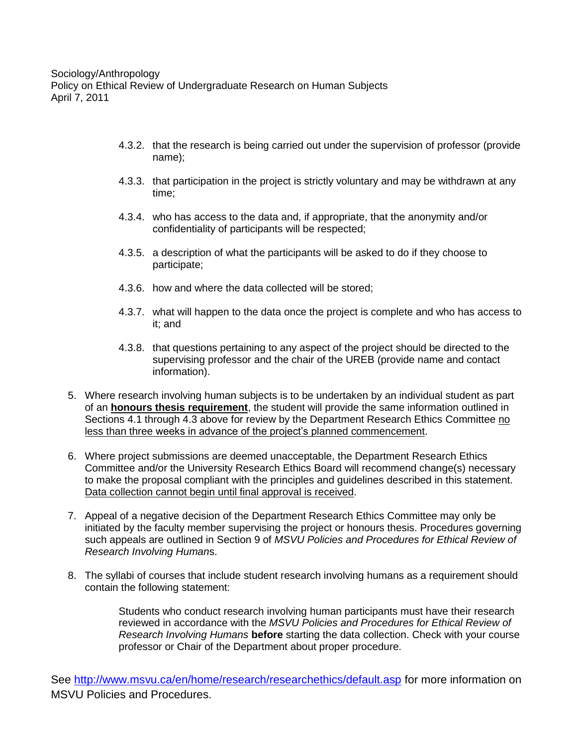4.3.2. that the research is being carried out under the supervision of professor (provide name);

4.3.3. that participation in the project is strictly voluntary and may be withdrawn at any time;

4.3.4. who has access to the data and, if appropriate, that the anonymity and/or confidentiality of participants will be respected;

4.3.5. a description of what the participants will be asked to do if they choose to participate;

4.3.6. how and where the data collected will be stored;

4.3.7. what will happen to the data once the project is complete and who has access to it; and

4.3.8. that questions pertaining to any aspect of the project should be directed to the supervising professor and the chair of the UREB (provide name and contact information).

5. Where research involving human subjects is to be undertaken by an individual student as part of an **honours thesis requirement**, the student will provide the same information outlined in Sections 4.1 through 4.3 above for review by the Department Research Ethics Committee no less than three weeks in advance of the project's planned commencement.

6. Where project submissions are deemed unacceptable, the Department Research Ethics Committee and/or the University Research Ethics Board will recommend change(s) necessary to make the proposal compliant with the principles and guidelines described in this statement. Data collection cannot begin until final approval is received.

7. Appeal of a negative decision of the Department Research Ethics Committee may only be initiated by the faculty member supervising the project or honours thesis. Procedures governing such appeals are outlined in Section 9 of *MSVU Policies and Procedures for Ethical Review of Research Involving Humans*.

8. The syllabi of courses that include student research involving humans as a requirement should contain the following statement:

   > Students who conduct research involving human participants must have their research reviewed in accordance with the *MSVU Policies and Procedures for Ethical Review of Research Involving Humans* **before** starting the data collection. Check with your course professor or Chair of the Department about proper procedure.

See http://www.msvu.ca/en/home/research/researchethics/default.asp for more information on MSVU Policies and Procedures.